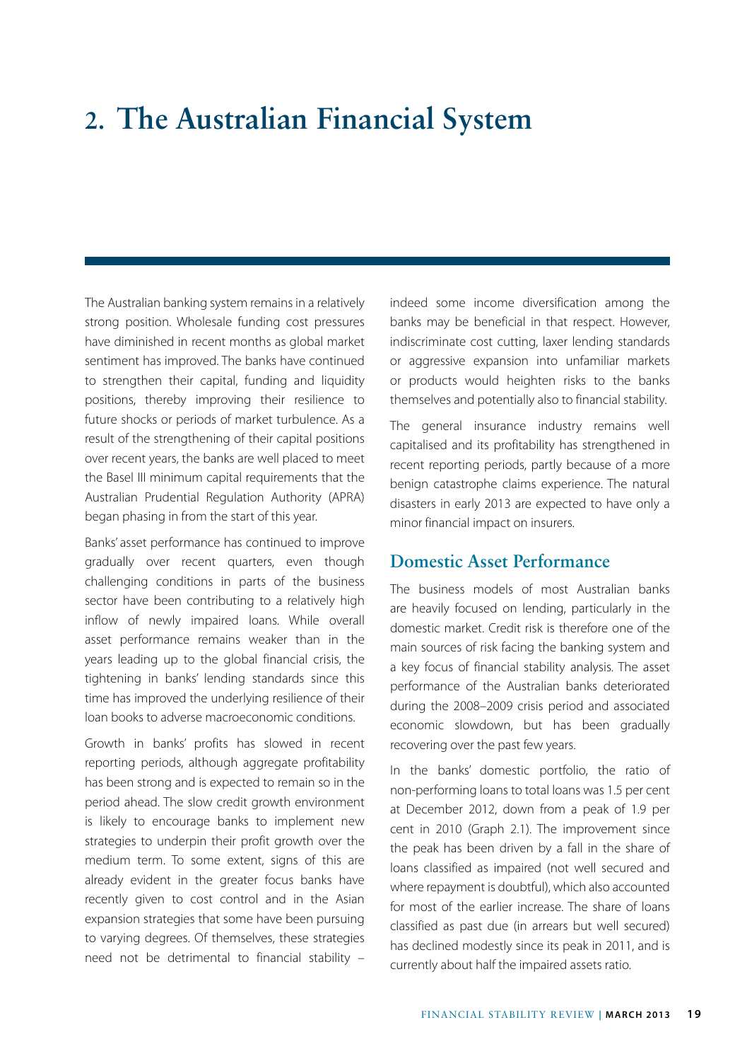# 2. The Australian Financial System

The Australian banking system remains in a relatively strong position. Wholesale funding cost pressures have diminished in recent months as global market sentiment has improved. The banks have continued to strengthen their capital, funding and liquidity positions, thereby improving their resilience to future shocks or periods of market turbulence. As a result of the strengthening of their capital positions over recent years, the banks are well placed to meet the Basel III minimum capital requirements that the Australian Prudential Regulation Authority (APRA) began phasing in from the start of this year.

Banks' asset performance has continued to improve gradually over recent quarters, even though challenging conditions in parts of the business sector have been contributing to a relatively high inflow of newly impaired loans. While overall asset performance remains weaker than in the years leading up to the global financial crisis, the tightening in banks' lending standards since this time has improved the underlying resilience of their loan books to adverse macroeconomic conditions.

Growth in banks' profits has slowed in recent reporting periods, although aggregate profitability has been strong and is expected to remain so in the period ahead. The slow credit growth environment is likely to encourage banks to implement new strategies to underpin their profit growth over the medium term. To some extent, signs of this are already evident in the greater focus banks have recently given to cost control and in the Asian expansion strategies that some have been pursuing to varying degrees. Of themselves, these strategies need not be detrimental to financial stability – indeed some income diversification among the banks may be beneficial in that respect. However, indiscriminate cost cutting, laxer lending standards or aggressive expansion into unfamiliar markets or products would heighten risks to the banks themselves and potentially also to financial stability.

The general insurance industry remains well capitalised and its profitability has strengthened in recent reporting periods, partly because of a more benign catastrophe claims experience. The natural disasters in early 2013 are expected to have only a minor financial impact on insurers.

## Domestic Asset Performance

The business models of most Australian banks are heavily focused on lending, particularly in the domestic market. Credit risk is therefore one of the main sources of risk facing the banking system and a key focus of financial stability analysis. The asset performance of the Australian banks deteriorated during the 2008–2009 crisis period and associated economic slowdown, but has been gradually recovering over the past few years.

In the banks' domestic portfolio, the ratio of non-performing loans to total loans was 1.5 per cent at December 2012, down from a peak of 1.9 per cent in 2010 (Graph 2.1). The improvement since the peak has been driven by a fall in the share of loans classified as impaired (not well secured and where repayment is doubtful), which also accounted for most of the earlier increase. The share of loans classified as past due (in arrears but well secured) has declined modestly since its peak in 2011, and is currently about half the impaired assets ratio.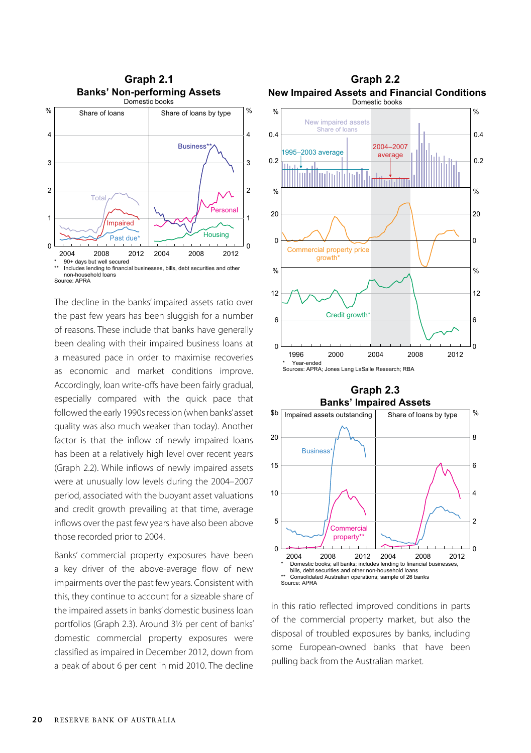### Graph 2.1

**Banks' Non-performing Assets**

Domestic books

\* 90+ days but well secured

\*\* Includes lending to financial businesses, bills, debt securities and other non-household loans

Source: APRA

### Graph 2.2

**New Impaired Assets and Financial Conditions**

Domestic books

\* Year-ended

Sources: APRA; Jones Lang LaSalle Research; RBA

### Graph 2.3

**Banks' Impaired Assets**

\* Domestic books; all banks; includes lending to financial businesses, bills, debt securities and other non-household loans

\*\* Consolidated Australian operations; sample of 26 banks

Source: APRA

The decline in the banks' impaired assets ratio over the past few years has been sluggish for a number of reasons. These include that banks have generally been dealing with their impaired business loans at a measured pace in order to maximise recoveries as economic and market conditions improve. Accordingly, loan write-offs have been fairly gradual, especially compared with the quick pace that followed the early 1990s recession (when banks' asset quality was also much weaker than today). Another factor is that the inflow of newly impaired loans has been at a relatively high level over recent years (Graph 2.2). While inflows of newly impaired assets were at unusually low levels during the 2004–2007 period, associated with the buoyant asset valuations and credit growth prevailing at that time, average inflows over the past few years have also been above those recorded prior to 2004.

Banks' commercial property exposures have been a key driver of the above-average flow of new impairments over the past few years. Consistent with this, they continue to account for a sizeable share of the impaired assets in banks' domestic business loan portfolios (Graph 2.3). Around 3½ per cent of banks' domestic commercial property exposures were classified as impaired in December 2012, down from a peak of about 6 per cent in mid 2010. The decline in this ratio reflected improved conditions in parts of the commercial property market, but also the disposal of troubled exposures by banks, including some European-owned banks that have been pulling back from the Australian market.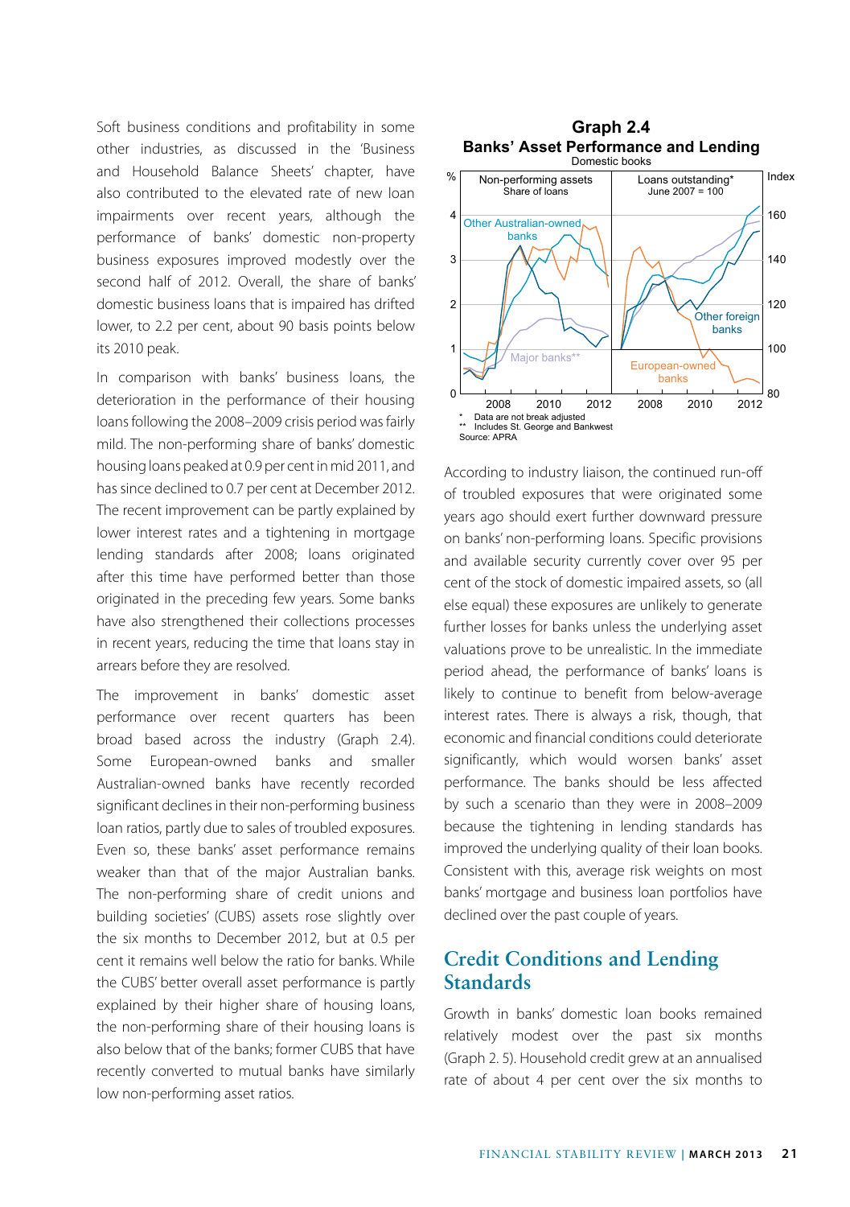Soft business conditions and profitability in some other industries, as discussed in the 'Business and Household Balance Sheets' chapter, have also contributed to the elevated rate of new loan impairments over recent years, although the performance of banks' domestic non-property business exposures improved modestly over the second half of 2012. Overall, the share of banks' domestic business loans that is impaired has drifted lower, to 2.2 per cent, about 90 basis points below its 2010 peak.

In comparison with banks' business loans, the deterioration in the performance of their housing loans following the 2008–2009 crisis period was fairly mild. The non-performing share of banks' domestic housing loans peaked at 0.9 per cent in mid 2011, and has since declined to 0.7 per cent at December 2012. The recent improvement can be partly explained by lower interest rates and a tightening in mortgage lending standards after 2008; loans originated after this time have performed better than those originated in the preceding few years. Some banks have also strengthened their collections processes in recent years, reducing the time that loans stay in arrears before they are resolved.

The improvement in banks' domestic asset performance over recent quarters has been broad based across the industry (Graph 2.4). Some European-owned banks and smaller Australian-owned banks have recently recorded significant declines in their non-performing business loan ratios, partly due to sales of troubled exposures. Even so, these banks' asset performance remains weaker than that of the major Australian banks. The non-performing share of credit unions and building societies' (CUBS) assets rose slightly over the six months to December 2012, but at 0.5 per cent it remains well below the ratio for banks. While the CUBS' better overall asset performance is partly explained by their higher share of housing loans, the non-performing share of their housing loans is also below that of the banks; former CUBS that have recently converted to mutual banks have similarly low non-performing asset ratios.

**Graph 2.4**
**Banks' Asset Performance and Lending**
Domestic books

\* Data are not break adjusted
\*\* Includes St. George and Bankwest
Source: APRA

According to industry liaison, the continued run-off of troubled exposures that were originated some years ago should exert further downward pressure on banks' non-performing loans. Specific provisions and available security currently cover over 95 per cent of the stock of domestic impaired assets, so (all else equal) these exposures are unlikely to generate further losses for banks unless the underlying asset valuations prove to be unrealistic. In the immediate period ahead, the performance of banks' loans is likely to continue to benefit from below-average interest rates. There is always a risk, though, that economic and financial conditions could deteriorate significantly, which would worsen banks' asset performance. The banks should be less affected by such a scenario than they were in 2008–2009 because the tightening in lending standards has improved the underlying quality of their loan books. Consistent with this, average risk weights on most banks' mortgage and business loan portfolios have declined over the past couple of years.

## Credit Conditions and Lending Standards

Growth in banks' domestic loan books remained relatively modest over the past six months (Graph 2.5). Household credit grew at an annualised rate of about 4 per cent over the six months to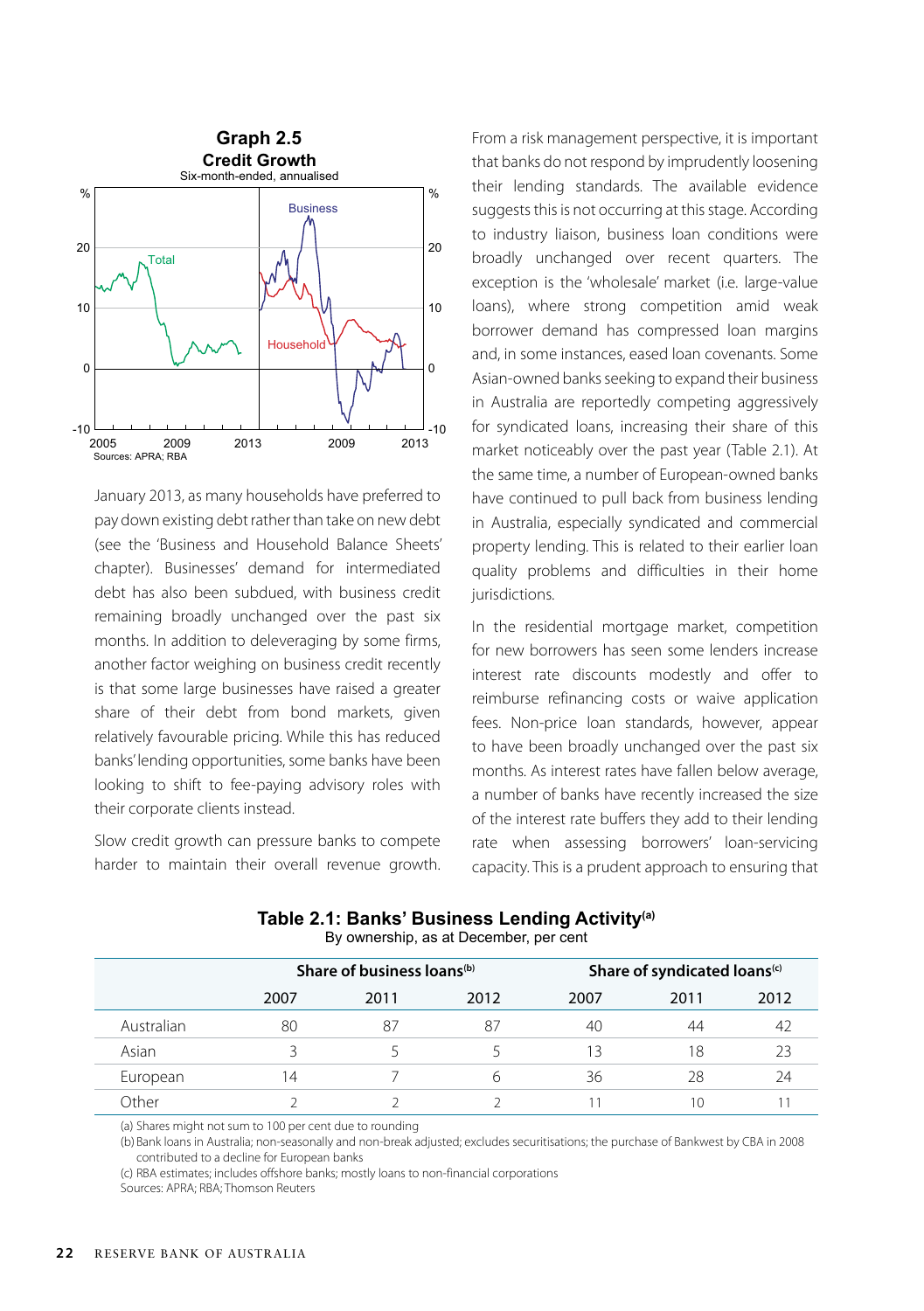**Graph 2.5**
**Credit Growth**
Six-month-ended, annualised

Sources: APRA; RBA

January 2013, as many households have preferred to pay down existing debt rather than take on new debt (see the 'Business and Household Balance Sheets' chapter). Businesses' demand for intermediated debt has also been subdued, with business credit remaining broadly unchanged over the past six months. In addition to deleveraging by some firms, another factor weighing on business credit recently is that some large businesses have raised a greater share of their debt from bond markets, given relatively favourable pricing. While this has reduced banks' lending opportunities, some banks have been looking to shift to fee-paying advisory roles with their corporate clients instead.

Slow credit growth can pressure banks to compete harder to maintain their overall revenue growth. From a risk management perspective, it is important that banks do not respond by imprudently loosening their lending standards. The available evidence suggests this is not occurring at this stage. According to industry liaison, business loan conditions were broadly unchanged over recent quarters. The exception is the 'wholesale' market (i.e. large-value loans), where strong competition amid weak borrower demand has compressed loan margins and, in some instances, eased loan covenants. Some Asian-owned banks seeking to expand their business in Australia are reportedly competing aggressively for syndicated loans, increasing their share of this market noticeably over the past year (Table 2.1). At the same time, a number of European-owned banks have continued to pull back from business lending in Australia, especially syndicated and commercial property lending. This is related to their earlier loan quality problems and difficulties in their home jurisdictions.

In the residential mortgage market, competition for new borrowers has seen some lenders increase interest rate discounts modestly and offer to reimburse refinancing costs or waive application fees. Non-price loan standards, however, appear to have been broadly unchanged over the past six months. As interest rates have fallen below average, a number of banks have recently increased the size of the interest rate buffers they add to their lending rate when assessing borrowers' loan-servicing capacity. This is a prudent approach to ensuring that

**Table 2.1: Banks' Business Lending Activity**[(a)]
By ownership, as at December, per cent

| | Share of business loans[(b)] | | | Share of syndicated loans[(c)] | | |
|---|---|---|---|---|---|---|
| | 2007 | 2011 | 2012 | 2007 | 2011 | 2012 |
| Australian | 80 | 87 | 87 | 40 | 44 | 42 |
| Asian | 3 | 5 | 5 | 13 | 18 | 23 |
| European | 14 | 7 | 6 | 36 | 28 | 24 |
| Other | 2 | 2 | 2 | 11 | 10 | 11 |

(a) Shares might not sum to 100 per cent due to rounding
(b) Bank loans in Australia; non-seasonally and non-break adjusted; excludes securitisations; the purchase of Bankwest by CBA in 2008 contributed to a decline for European banks
(c) RBA estimates; includes offshore banks; mostly loans to non-financial corporations
Sources: APRA; RBA; Thomson Reuters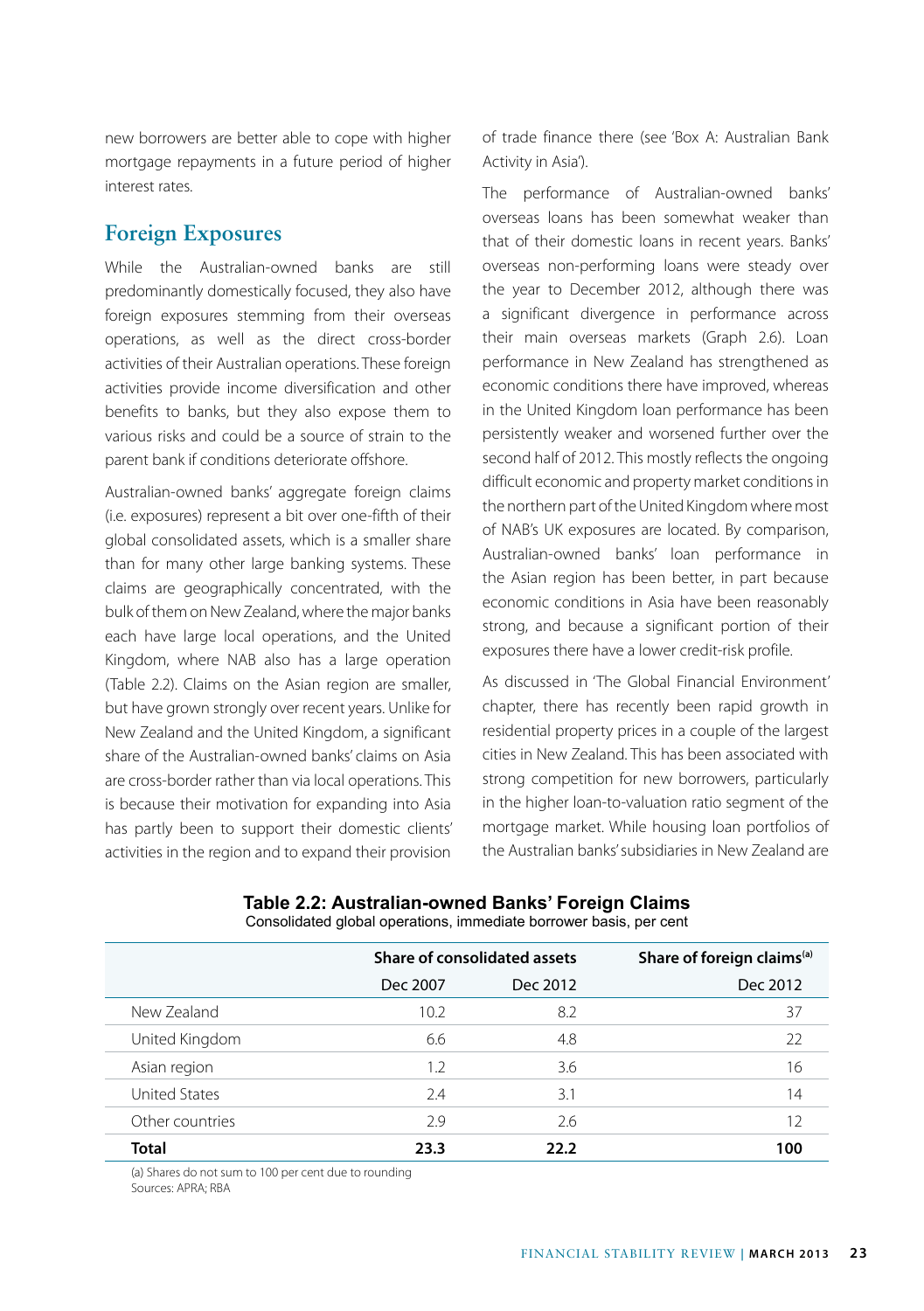new borrowers are better able to cope with higher mortgage repayments in a future period of higher interest rates.

## Foreign Exposures

While the Australian-owned banks are still predominantly domestically focused, they also have foreign exposures stemming from their overseas operations, as well as the direct cross-border activities of their Australian operations. These foreign activities provide income diversification and other benefits to banks, but they also expose them to various risks and could be a source of strain to the parent bank if conditions deteriorate offshore.

Australian-owned banks' aggregate foreign claims (i.e. exposures) represent a bit over one-fifth of their global consolidated assets, which is a smaller share than for many other large banking systems. These claims are geographically concentrated, with the bulk of them on New Zealand, where the major banks each have large local operations, and the United Kingdom, where NAB also has a large operation (Table 2.2). Claims on the Asian region are smaller, but have grown strongly over recent years. Unlike for New Zealand and the United Kingdom, a significant share of the Australian-owned banks' claims on Asia are cross-border rather than via local operations. This is because their motivation for expanding into Asia has partly been to support their domestic clients' activities in the region and to expand their provision of trade finance there (see 'Box A: Australian Bank Activity in Asia').

The performance of Australian-owned banks' overseas loans has been somewhat weaker than that of their domestic loans in recent years. Banks' overseas non-performing loans were steady over the year to December 2012, although there was a significant divergence in performance across their main overseas markets (Graph 2.6). Loan performance in New Zealand has strengthened as economic conditions there have improved, whereas in the United Kingdom loan performance has been persistently weaker and worsened further over the second half of 2012. This mostly reflects the ongoing difficult economic and property market conditions in the northern part of the United Kingdom where most of NAB's UK exposures are located. By comparison, Australian-owned banks' loan performance in the Asian region has been better, in part because economic conditions in Asia have been reasonably strong, and because a significant portion of their exposures there have a lower credit-risk profile.

As discussed in 'The Global Financial Environment' chapter, there has recently been rapid growth in residential property prices in a couple of the largest cities in New Zealand. This has been associated with strong competition for new borrowers, particularly in the higher loan-to-valuation ratio segment of the mortgage market. While housing loan portfolios of the Australian banks' subsidiaries in New Zealand are

**Table 2.2: Australian-owned Banks' Foreign Claims**
Consolidated global operations, immediate borrower basis, per cent

| | Share of consolidated assets | | Share of foreign claims[(a)] |
|---|---|---|---|
| | Dec 2007 | Dec 2012 | Dec 2012 |
| New Zealand | 10.2 | 8.2 | 37 |
| United Kingdom | 6.6 | 4.8 | 22 |
| Asian region | 1.2 | 3.6 | 16 |
| United States | 2.4 | 3.1 | 14 |
| Other countries | 2.9 | 2.6 | 12 |
| **Total** | **23.3** | **22.2** | **100** |

(a) Shares do not sum to 100 per cent due to rounding
Sources: APRA; RBA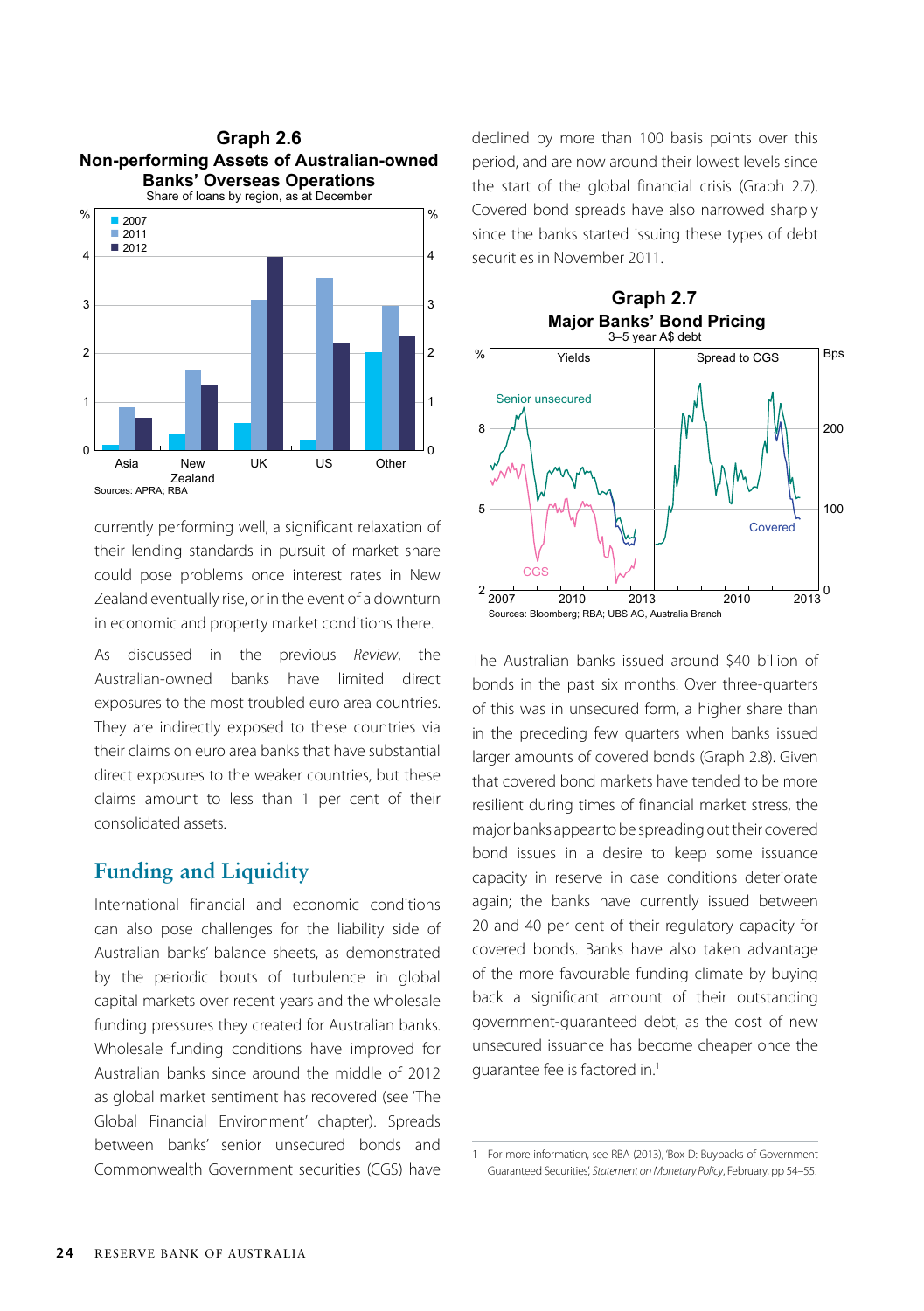**Graph 2.6**
**Non-performing Assets of Australian-owned Banks' Overseas Operations**
Share of loans by region, as at December

Sources: APRA; RBA

currently performing well, a significant relaxation of their lending standards in pursuit of market share could pose problems once interest rates in New Zealand eventually rise, or in the event of a downturn in economic and property market conditions there.

As discussed in the previous *Review*, the Australian-owned banks have limited direct exposures to the most troubled euro area countries. They are indirectly exposed to these countries via their claims on euro area banks that have substantial direct exposures to the weaker countries, but these claims amount to less than 1 per cent of their consolidated assets.

## Funding and Liquidity

International financial and economic conditions can also pose challenges for the liability side of Australian banks' balance sheets, as demonstrated by the periodic bouts of turbulence in global capital markets over recent years and the wholesale funding pressures they created for Australian banks. Wholesale funding conditions have improved for Australian banks since around the middle of 2012 as global market sentiment has recovered (see 'The Global Financial Environment' chapter). Spreads between banks' senior unsecured bonds and Commonwealth Government securities (CGS) have declined by more than 100 basis points over this period, and are now around their lowest levels since the start of the global financial crisis (Graph 2.7). Covered bond spreads have also narrowed sharply since the banks started issuing these types of debt securities in November 2011.

**Graph 2.7**
**Major Banks' Bond Pricing**
3–5 year A$ debt

Sources: Bloomberg; RBA; UBS AG, Australia Branch

The Australian banks issued around $40 billion of bonds in the past six months. Over three-quarters of this was in unsecured form, a higher share than in the preceding few quarters when banks issued larger amounts of covered bonds (Graph 2.8). Given that covered bond markets have tended to be more resilient during times of financial market stress, the major banks appear to be spreading out their covered bond issues in a desire to keep some issuance capacity in reserve in case conditions deteriorate again; the banks have currently issued between 20 and 40 per cent of their regulatory capacity for covered bonds. Banks have also taken advantage of the more favourable funding climate by buying back a significant amount of their outstanding government-guaranteed debt, as the cost of new unsecured issuance has become cheaper once the guarantee fee is factored in.[1]

1 For more information, see RBA (2013), 'Box D: Buybacks of Government Guaranteed Securities', *Statement on Monetary Policy*, February, pp 54–55.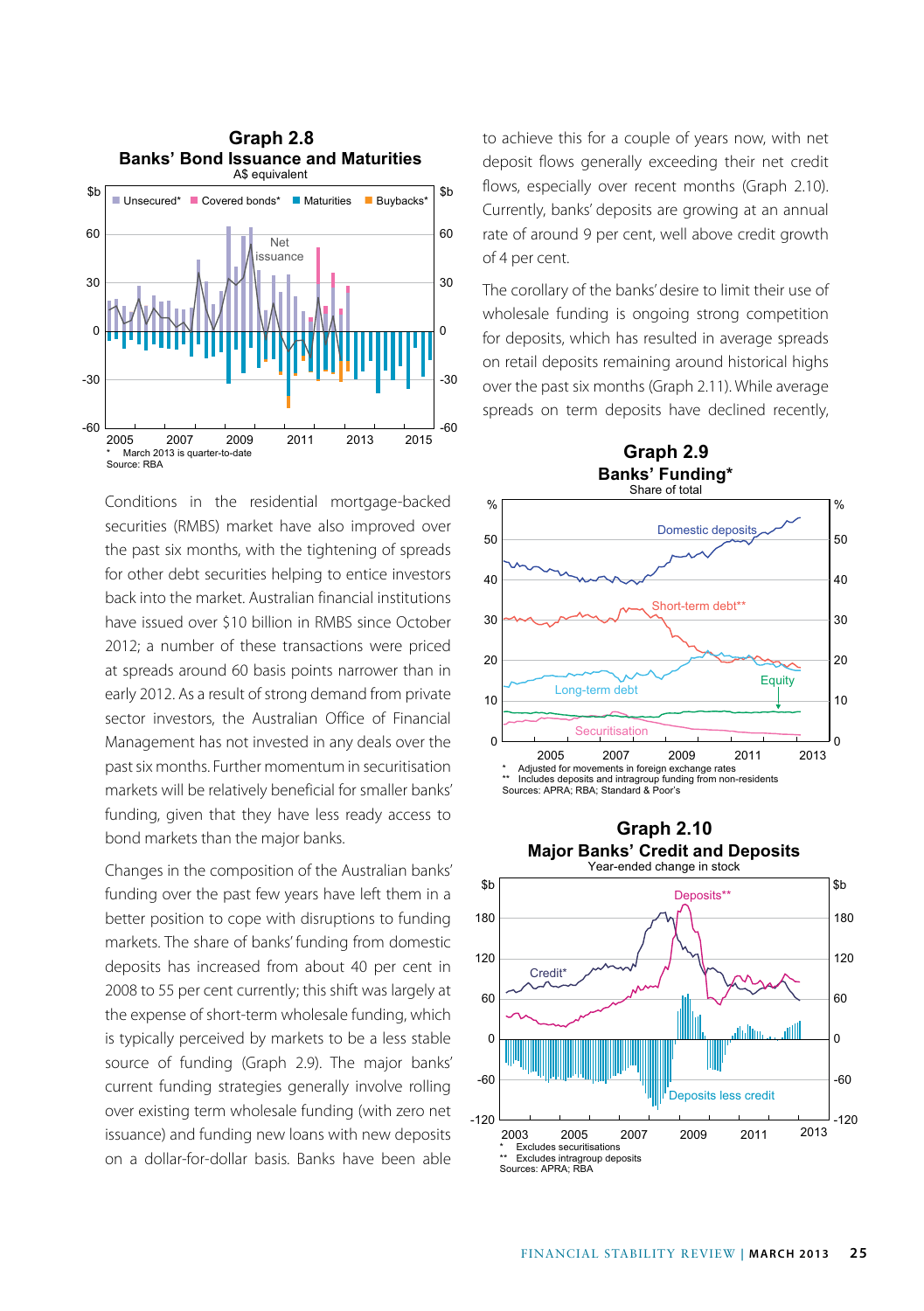**Graph 2.8**
**Banks' Bond Issuance and Maturities**
A$ equivalent

\* March 2013 is quarter-to-date
Source: RBA

Conditions in the residential mortgage-backed securities (RMBS) market have also improved over the past six months, with the tightening of spreads for other debt securities helping to entice investors back into the market. Australian financial institutions have issued over $10 billion in RMBS since October 2012; a number of these transactions were priced at spreads around 60 basis points narrower than in early 2012. As a result of strong demand from private sector investors, the Australian Office of Financial Management has not invested in any deals over the past six months. Further momentum in securitisation markets will be relatively beneficial for smaller banks' funding, given that they have less ready access to bond markets than the major banks.

Changes in the composition of the Australian banks' funding over the past few years have left them in a better position to cope with disruptions to funding markets. The share of banks' funding from domestic deposits has increased from about 40 per cent in 2008 to 55 per cent currently; this shift was largely at the expense of short-term wholesale funding, which is typically perceived by markets to be a less stable source of funding (Graph 2.9). The major banks' current funding strategies generally involve rolling over existing term wholesale funding (with zero net issuance) and funding new loans with new deposits on a dollar-for-dollar basis. Banks have been able to achieve this for a couple of years now, with net deposit flows generally exceeding their net credit flows, especially over recent months (Graph 2.10). Currently, banks' deposits are growing at an annual rate of around 9 per cent, well above credit growth of 4 per cent.

The corollary of the banks' desire to limit their use of wholesale funding is ongoing strong competition for deposits, which has resulted in average spreads on retail deposits remaining around historical highs over the past six months (Graph 2.11). While average spreads on term deposits have declined recently,

**Graph 2.9**
**Banks' Funding\***
Share of total

\* Adjusted for movements in foreign exchange rates
\*\* Includes deposits and intragroup funding from non-residents
Sources: APRA; RBA; Standard & Poor's

**Graph 2.10**
**Major Banks' Credit and Deposits**
Year-ended change in stock

\* Excludes securitisations
\*\* Excludes intragroup deposits
Sources: APRA; RBA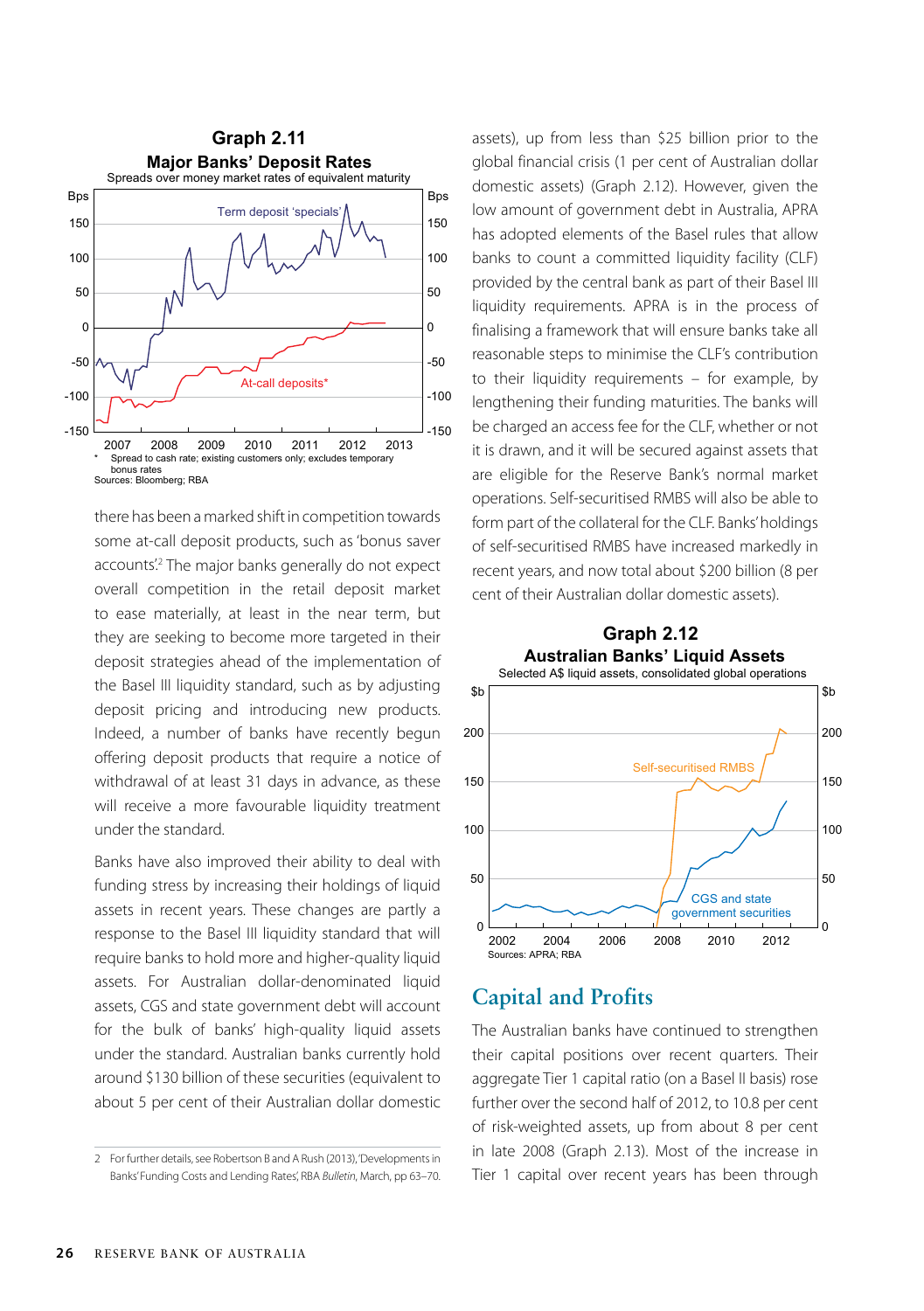**Graph 2.11**

**Major Banks' Deposit Rates**

Spreads over money market rates of equivalent maturity

\* Spread to cash rate; existing customers only; excludes temporary bonus rates

Sources: Bloomberg; RBA

there has been a marked shift in competition towards some at-call deposit products, such as 'bonus saver accounts'.[2] The major banks generally do not expect overall competition in the retail deposit market to ease materially, at least in the near term, but they are seeking to become more targeted in their deposit strategies ahead of the implementation of the Basel III liquidity standard, such as by adjusting deposit pricing and introducing new products. Indeed, a number of banks have recently begun offering deposit products that require a notice of withdrawal of at least 31 days in advance, as these will receive a more favourable liquidity treatment under the standard.

Banks have also improved their ability to deal with funding stress by increasing their holdings of liquid assets in recent years. These changes are partly a response to the Basel III liquidity standard that will require banks to hold more and higher-quality liquid assets. For Australian dollar-denominated liquid assets, CGS and state government debt will account for the bulk of banks' high-quality liquid assets under the standard. Australian banks currently hold around $130 billion of these securities (equivalent to about 5 per cent of their Australian dollar domestic assets), up from less than $25 billion prior to the global financial crisis (1 per cent of Australian dollar domestic assets) (Graph 2.12). However, given the low amount of government debt in Australia, APRA has adopted elements of the Basel rules that allow banks to count a committed liquidity facility (CLF) provided by the central bank as part of their Basel III liquidity requirements. APRA is in the process of finalising a framework that will ensure banks take all reasonable steps to minimise the CLF's contribution to their liquidity requirements – for example, by lengthening their funding maturities. The banks will be charged an access fee for the CLF, whether or not it is drawn, and it will be secured against assets that are eligible for the Reserve Bank's normal market operations. Self-securitised RMBS will also be able to form part of the collateral for the CLF. Banks' holdings of self-securitised RMBS have increased markedly in recent years, and now total about $200 billion (8 per cent of their Australian dollar domestic assets).

**Graph 2.12**

**Australian Banks' Liquid Assets**

Selected A$ liquid assets, consolidated global operations

Sources: APRA; RBA

## Capital and Profits

The Australian banks have continued to strengthen their capital positions over recent quarters. Their aggregate Tier 1 capital ratio (on a Basel II basis) rose further over the second half of 2012, to 10.8 per cent of risk-weighted assets, up from about 8 per cent in late 2008 (Graph 2.13). Most of the increase in Tier 1 capital over recent years has been through

2 For further details, see Robertson B and A Rush (2013), 'Developments in Banks' Funding Costs and Lending Rates', RBA *Bulletin*, March, pp 63–70.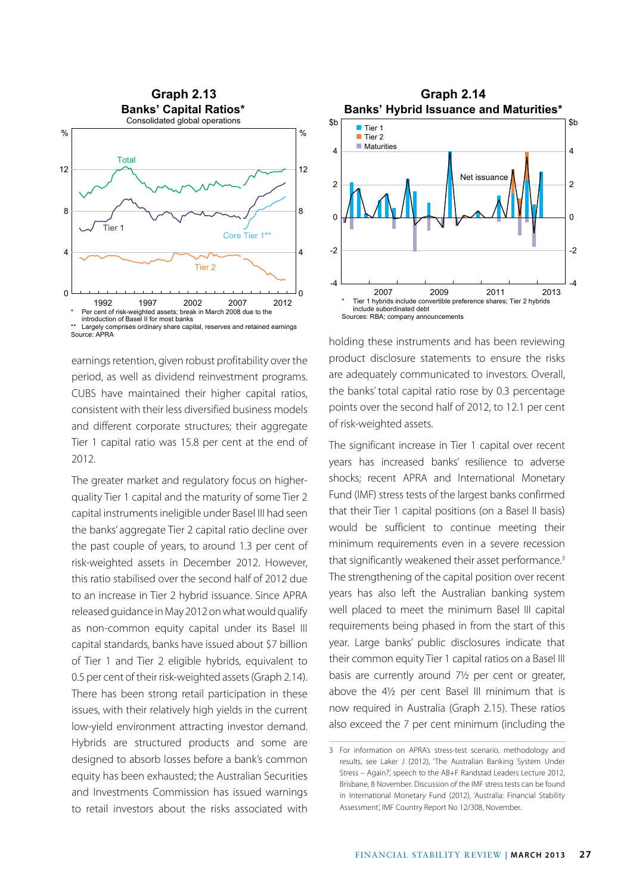**Graph 2.13**
**Banks' Capital Ratios***
Consolidated global operations

\* Per cent of risk-weighted assets; break in March 2008 due to the introduction of Basel II for most banks
\** Largely comprises ordinary share capital, reserves and retained earnings
Source: APRA

**Graph 2.14**
**Banks' Hybrid Issuance and Maturities***

\* Tier 1 hybrids include convertible preference shares; Tier 2 hybrids include subordinated debt
Sources: RBA; company announcements

earnings retention, given robust profitability over the period, as well as dividend reinvestment programs. CUBS have maintained their higher capital ratios, consistent with their less diversified business models and different corporate structures; their aggregate Tier 1 capital ratio was 15.8 per cent at the end of 2012.

The greater market and regulatory focus on higher-quality Tier 1 capital and the maturity of some Tier 2 capital instruments ineligible under Basel III had seen the banks' aggregate Tier 2 capital ratio decline over the past couple of years, to around 1.3 per cent of risk-weighted assets in December 2012. However, this ratio stabilised over the second half of 2012 due to an increase in Tier 2 hybrid issuance. Since APRA released guidance in May 2012 on what would qualify as non-common equity capital under its Basel III capital standards, banks have issued about $7 billion of Tier 1 and Tier 2 eligible hybrids, equivalent to 0.5 per cent of their risk-weighted assets (Graph 2.14). There has been strong retail participation in these issues, with their relatively high yields in the current low-yield environment attracting investor demand. Hybrids are structured products and some are designed to absorb losses before a bank's common equity has been exhausted; the Australian Securities and Investments Commission has issued warnings to retail investors about the risks associated with holding these instruments and has been reviewing product disclosure statements to ensure the risks are adequately communicated to investors. Overall, the banks' total capital ratio rose by 0.3 percentage points over the second half of 2012, to 12.1 per cent of risk-weighted assets.

The significant increase in Tier 1 capital over recent years has increased banks' resilience to adverse shocks; recent APRA and International Monetary Fund (IMF) stress tests of the largest banks confirmed that their Tier 1 capital positions (on a Basel II basis) would be sufficient to continue meeting their minimum requirements even in a severe recession that significantly weakened their asset performance.[3] The strengthening of the capital position over recent years has also left the Australian banking system well placed to meet the minimum Basel III capital requirements being phased in from the start of this year. Large banks' public disclosures indicate that their common equity Tier 1 capital ratios on a Basel III basis are currently around 7½ per cent or greater, above the 4½ per cent Basel III minimum that is now required in Australia (Graph 2.15). These ratios also exceed the 7 per cent minimum (including the

3 For information on APRA's stress-test scenario, methodology and results, see Laker J (2012), 'The Australian Banking System Under Stress – Again?', speech to the AB+F Randstad Leaders Lecture 2012, Brisbane, 8 November. Discussion of the IMF stress tests can be found in International Monetary Fund (2012), 'Australia: Financial Stability Assessment', IMF Country Report No 12/308, November.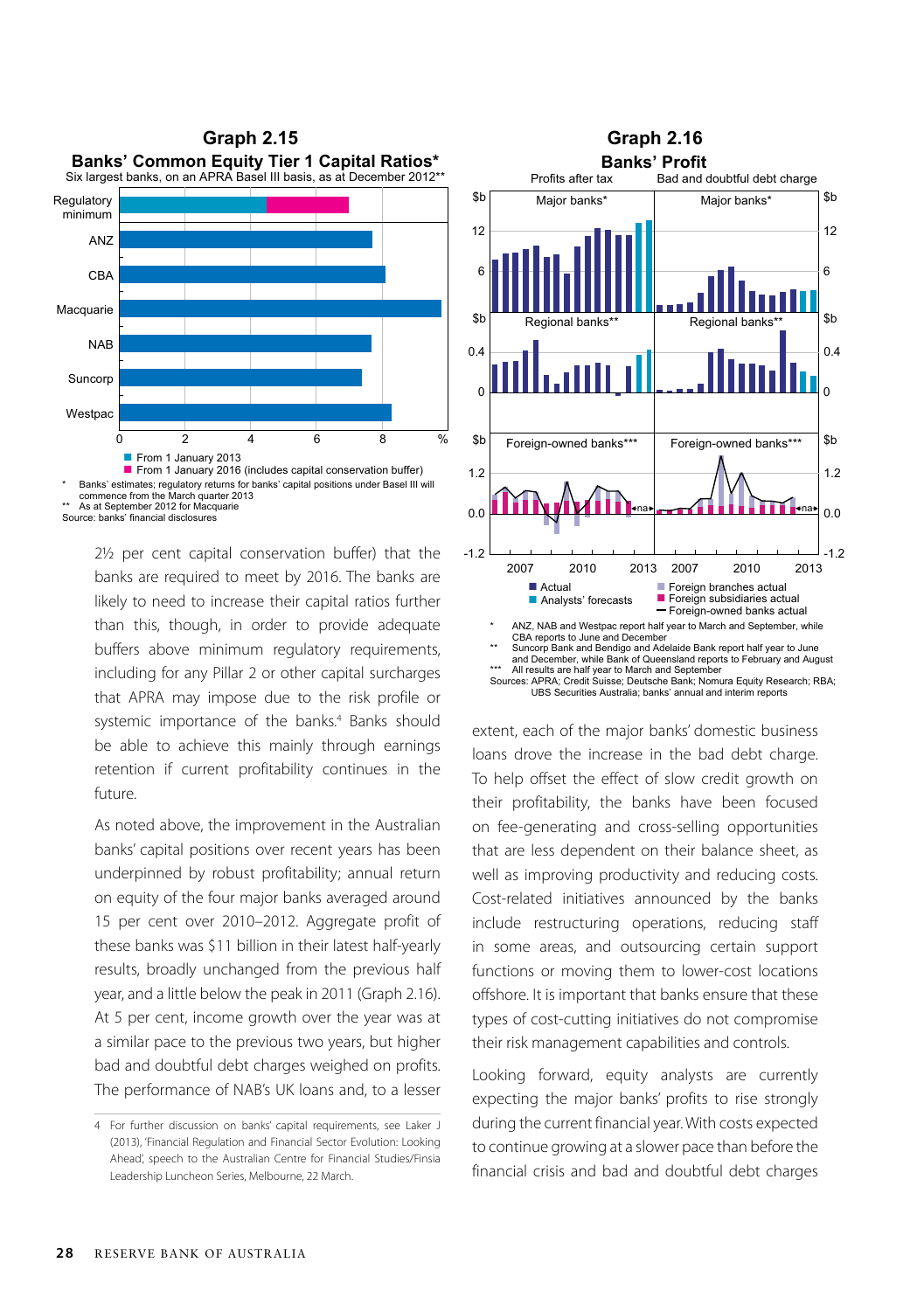**Graph 2.15**

**Banks' Common Equity Tier 1 Capital Ratios***

Six largest banks, on an APRA Basel III basis, as at December 2012**

- From 1 January 2013
- From 1 January 2016 (includes capital conservation buffer)

\* Banks' estimates; regulatory returns for banks' capital positions under Basel III will commence from the March quarter 2013

\*\* As at September 2012 for Macquarie

Source: banks' financial disclosures

**Graph 2.16**

**Banks' Profit**

Profits after tax / Bad and doubtful debt charge

- Actual
- Analysts' forecasts
- Foreign branches actual
- Foreign subsidiaries actual
- Foreign-owned banks actual

\* ANZ, NAB and Westpac report half year to March and September, while CBA reports to June and December

\*\* Suncorp Bank and Bendigo and Adelaide Bank report half year to June and December, while Bank of Queensland reports to February and August

\*\*\* All results are half year to March and September

Sources: APRA; Credit Suisse; Deutsche Bank; Nomura Equity Research; RBA; UBS Securities Australia; banks' annual and interim reports

2½ per cent capital conservation buffer) that the banks are required to meet by 2016. The banks are likely to need to increase their capital ratios further than this, though, in order to provide adequate buffers above minimum regulatory requirements, including for any Pillar 2 or other capital surcharges that APRA may impose due to the risk profile or systemic importance of the banks.[4] Banks should be able to achieve this mainly through earnings retention if current profitability continues in the future.

As noted above, the improvement in the Australian banks' capital positions over recent years has been underpinned by robust profitability; annual return on equity of the four major banks averaged around 15 per cent over 2010–2012. Aggregate profit of these banks was $11 billion in their latest half-yearly results, broadly unchanged from the previous half year, and a little below the peak in 2011 (Graph 2.16). At 5 per cent, income growth over the year was at a similar pace to the previous two years, but higher bad and doubtful debt charges weighed on profits. The performance of NAB's UK loans and, to a lesser extent, each of the major banks' domestic business loans drove the increase in the bad debt charge. To help offset the effect of slow credit growth on their profitability, the banks have been focused on fee-generating and cross-selling opportunities that are less dependent on their balance sheet, as well as improving productivity and reducing costs. Cost-related initiatives announced by the banks include restructuring operations, reducing staff in some areas, and outsourcing certain support functions or moving them to lower-cost locations offshore. It is important that banks ensure that these types of cost-cutting initiatives do not compromise their risk management capabilities and controls.

Looking forward, equity analysts are currently expecting the major banks' profits to rise strongly during the current financial year. With costs expected to continue growing at a slower pace than before the financial crisis and bad and doubtful debt charges

4 For further discussion on banks' capital requirements, see Laker J (2013), 'Financial Regulation and Financial Sector Evolution: Looking Ahead', speech to the Australian Centre for Financial Studies/Finsia Leadership Luncheon Series, Melbourne, 22 March.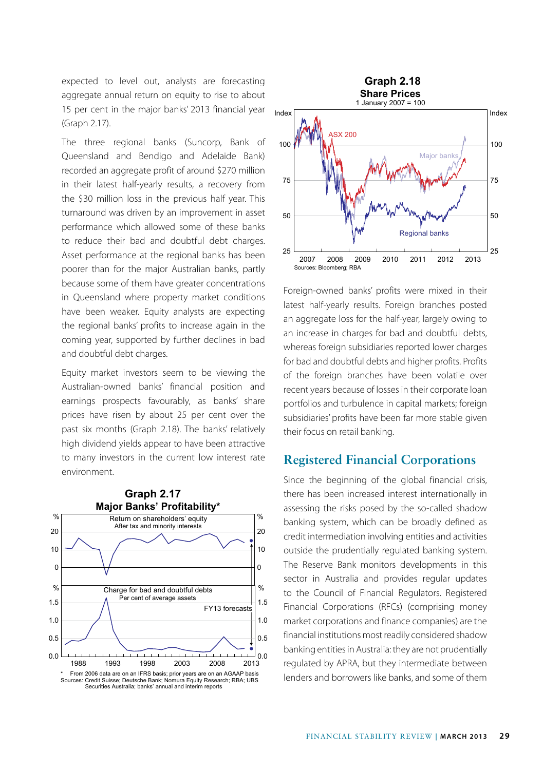expected to level out, analysts are forecasting aggregate annual return on equity to rise to about 15 per cent in the major banks' 2013 financial year (Graph 2.17).

The three regional banks (Suncorp, Bank of Queensland and Bendigo and Adelaide Bank) recorded an aggregate profit of around $270 million in their latest half-yearly results, a recovery from the $30 million loss in the previous half year. This turnaround was driven by an improvement in asset performance which allowed some of these banks to reduce their bad and doubtful debt charges. Asset performance at the regional banks has been poorer than for the major Australian banks, partly because some of them have greater concentrations in Queensland where property market conditions have been weaker. Equity analysts are expecting the regional banks' profits to increase again in the coming year, supported by further declines in bad and doubtful debt charges.

Equity market investors seem to be viewing the Australian-owned banks' financial position and earnings prospects favourably, as banks' share prices have risen by about 25 per cent over the past six months (Graph 2.18). The banks' relatively high dividend yields appear to have been attractive to many investors in the current low interest rate environment.

**Graph 2.17**
**Major Banks' Profitability***

Return on shareholders' equity — After tax and minority interests (%)

Charge for bad and doubtful debts — Per cent of average assets (%)

FY13 forecasts

\* From 2006 data are on an IFRS basis; prior years are on an AGAAP basis

Sources: Credit Suisse; Deutsche Bank; Nomura Equity Research; RBA; UBS Securities Australia; banks' annual and interim reports

**Graph 2.18**
**Share Prices**
1 January 2007 = 100

ASX 200, Major banks, Regional banks (Index)

Sources: Bloomberg; RBA

Foreign-owned banks' profits were mixed in their latest half-yearly results. Foreign branches posted an aggregate loss for the half-year, largely owing to an increase in charges for bad and doubtful debts, whereas foreign subsidiaries reported lower charges for bad and doubtful debts and higher profits. Profits of the foreign branches have been volatile over recent years because of losses in their corporate loan portfolios and turbulence in capital markets; foreign subsidiaries' profits have been far more stable given their focus on retail banking.

## Registered Financial Corporations

Since the beginning of the global financial crisis, there has been increased interest internationally in assessing the risks posed by the so-called shadow banking system, which can be broadly defined as credit intermediation involving entities and activities outside the prudentially regulated banking system. The Reserve Bank monitors developments in this sector in Australia and provides regular updates to the Council of Financial Regulators. Registered Financial Corporations (RFCs) (comprising money market corporations and finance companies) are the financial institutions most readily considered shadow banking entities in Australia: they are not prudentially regulated by APRA, but they intermediate between lenders and borrowers like banks, and some of them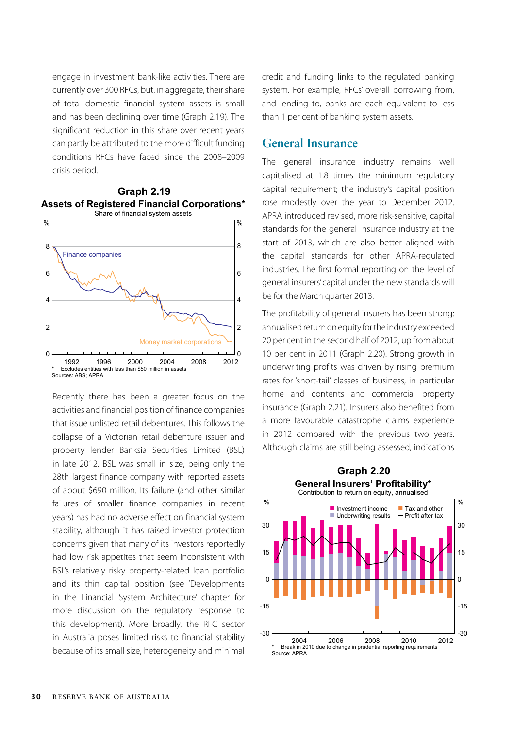engage in investment bank-like activities. There are currently over 300 RFCs, but, in aggregate, their share of total domestic financial system assets is small and has been declining over time (Graph 2.19). The significant reduction in this share over recent years can partly be attributed to the more difficult funding conditions RFCs have faced since the 2008–2009 crisis period.

**Graph 2.19**
**Assets of Registered Financial Corporations***
Share of financial system assets

\* Excludes entities with less than $50 million in assets
Sources: ABS; APRA

Recently there has been a greater focus on the activities and financial position of finance companies that issue unlisted retail debentures. This follows the collapse of a Victorian retail debenture issuer and property lender Banksia Securities Limited (BSL) in late 2012. BSL was small in size, being only the 28th largest finance company with reported assets of about $690 million. Its failure (and other similar failures of smaller finance companies in recent years) has had no adverse effect on financial system stability, although it has raised investor protection concerns given that many of its investors reportedly had low risk appetites that seem inconsistent with BSL's relatively risky property-related loan portfolio and its thin capital position (see 'Developments in the Financial System Architecture' chapter for more discussion on the regulatory response to this development). More broadly, the RFC sector in Australia poses limited risks to financial stability because of its small size, heterogeneity and minimal credit and funding links to the regulated banking system. For example, RFCs' overall borrowing from, and lending to, banks are each equivalent to less than 1 per cent of banking system assets.

## General Insurance

The general insurance industry remains well capitalised at 1.8 times the minimum regulatory capital requirement; the industry's capital position rose modestly over the year to December 2012. APRA introduced revised, more risk-sensitive, capital standards for the general insurance industry at the start of 2013, which are also better aligned with the capital standards for other APRA-regulated industries. The first formal reporting on the level of general insurers' capital under the new standards will be for the March quarter 2013.

The profitability of general insurers has been strong: annualised return on equity for the industry exceeded 20 per cent in the second half of 2012, up from about 10 per cent in 2011 (Graph 2.20). Strong growth in underwriting profits was driven by rising premium rates for 'short-tail' classes of business, in particular home and contents and commercial property insurance (Graph 2.21). Insurers also benefited from a more favourable catastrophe claims experience in 2012 compared with the previous two years. Although claims are still being assessed, indications

**Graph 2.20**
**General Insurers' Profitability***
Contribution to return on equity, annualised

\* Break in 2010 due to change in prudential reporting requirements
Source: APRA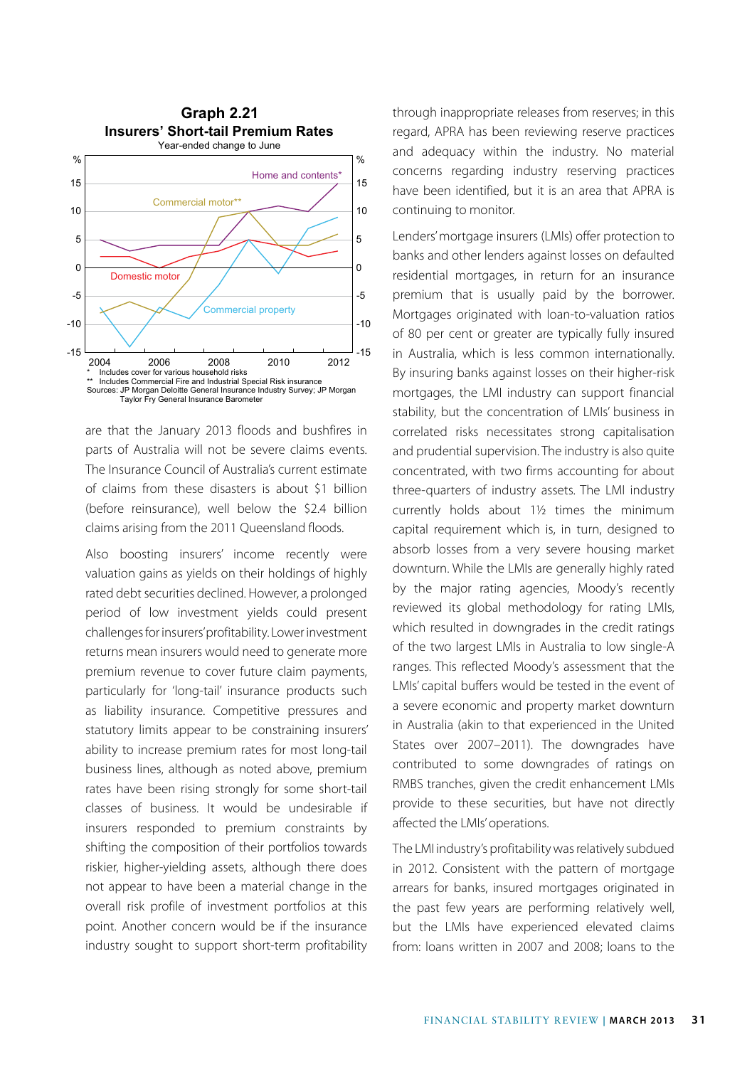**Graph 2.21**
**Insurers' Short-tail Premium Rates**
Year-ended change to June

\* Includes cover for various household risks
\*\* Includes Commercial Fire and Industrial Special Risk insurance
Sources: JP Morgan Deloitte General Insurance Industry Survey; JP Morgan Taylor Fry General Insurance Barometer

are that the January 2013 floods and bushfires in parts of Australia will not be severe claims events. The Insurance Council of Australia's current estimate of claims from these disasters is about $1 billion (before reinsurance), well below the $2.4 billion claims arising from the 2011 Queensland floods.

Also boosting insurers' income recently were valuation gains as yields on their holdings of highly rated debt securities declined. However, a prolonged period of low investment yields could present challenges for insurers' profitability. Lower investment returns mean insurers would need to generate more premium revenue to cover future claim payments, particularly for 'long-tail' insurance products such as liability insurance. Competitive pressures and statutory limits appear to be constraining insurers' ability to increase premium rates for most long-tail business lines, although as noted above, premium rates have been rising strongly for some short-tail classes of business. It would be undesirable if insurers responded to premium constraints by shifting the composition of their portfolios towards riskier, higher-yielding assets, although there does not appear to have been a material change in the overall risk profile of investment portfolios at this point. Another concern would be if the insurance industry sought to support short-term profitability through inappropriate releases from reserves; in this regard, APRA has been reviewing reserve practices and adequacy within the industry. No material concerns regarding industry reserving practices have been identified, but it is an area that APRA is continuing to monitor.

Lenders' mortgage insurers (LMIs) offer protection to banks and other lenders against losses on defaulted residential mortgages, in return for an insurance premium that is usually paid by the borrower. Mortgages originated with loan-to-valuation ratios of 80 per cent or greater are typically fully insured in Australia, which is less common internationally. By insuring banks against losses on their higher-risk mortgages, the LMI industry can support financial stability, but the concentration of LMIs' business in correlated risks necessitates strong capitalisation and prudential supervision. The industry is also quite concentrated, with two firms accounting for about three-quarters of industry assets. The LMI industry currently holds about 1½ times the minimum capital requirement which is, in turn, designed to absorb losses from a very severe housing market downturn. While the LMIs are generally highly rated by the major rating agencies, Moody's recently reviewed its global methodology for rating LMIs, which resulted in downgrades in the credit ratings of the two largest LMIs in Australia to low single-A ranges. This reflected Moody's assessment that the LMIs' capital buffers would be tested in the event of a severe economic and property market downturn in Australia (akin to that experienced in the United States over 2007–2011). The downgrades have contributed to some downgrades of ratings on RMBS tranches, given the credit enhancement LMIs provide to these securities, but have not directly affected the LMIs' operations.

The LMI industry's profitability was relatively subdued in 2012. Consistent with the pattern of mortgage arrears for banks, insured mortgages originated in the past few years are performing relatively well, but the LMIs have experienced elevated claims from: loans written in 2007 and 2008; loans to the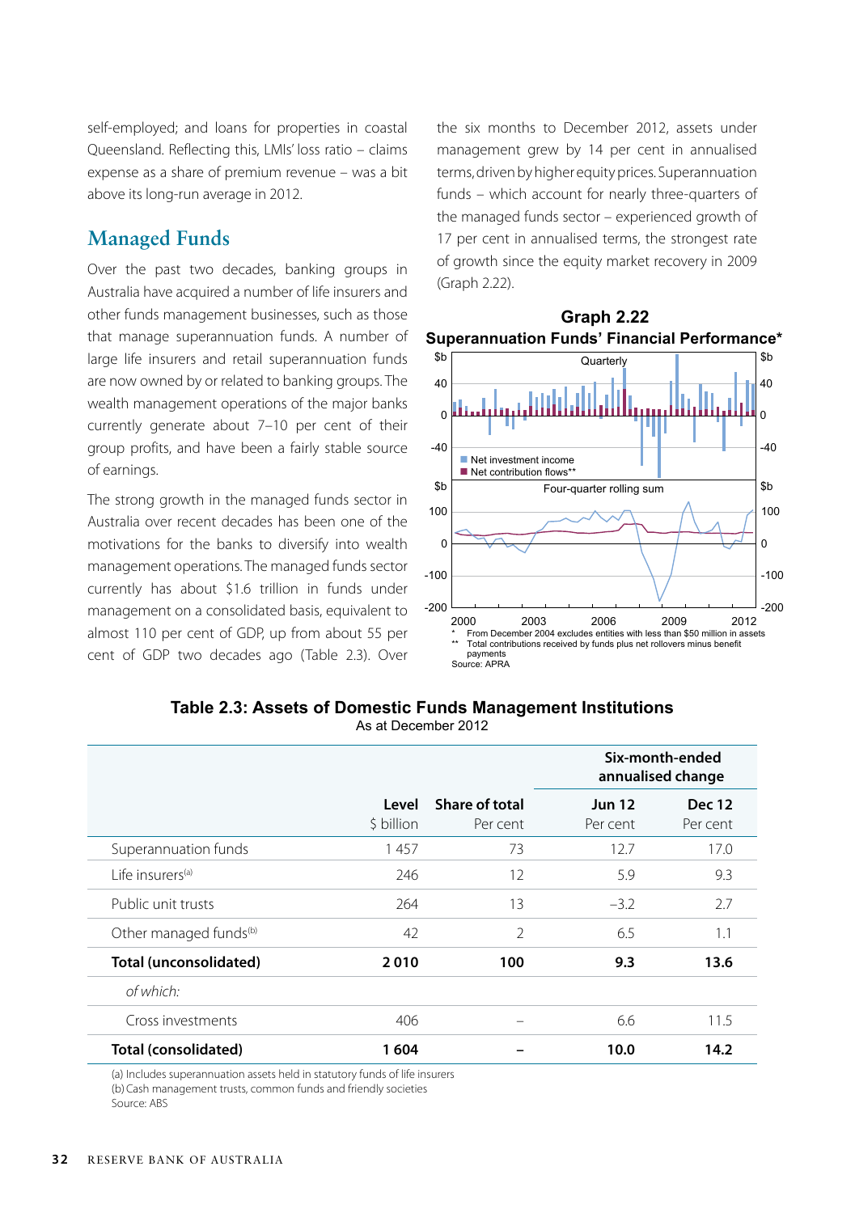self-employed; and loans for properties in coastal Queensland. Reflecting this, LMIs' loss ratio – claims expense as a share of premium revenue – was a bit above its long-run average in 2012.

## Managed Funds

Over the past two decades, banking groups in Australia have acquired a number of life insurers and other funds management businesses, such as those that manage superannuation funds. A number of large life insurers and retail superannuation funds are now owned by or related to banking groups. The wealth management operations of the major banks currently generate about 7–10 per cent of their group profits, and have been a fairly stable source of earnings.

The strong growth in the managed funds sector in Australia over recent decades has been one of the motivations for the banks to diversify into wealth management operations. The managed funds sector currently has about $1.6 trillion in funds under management on a consolidated basis, equivalent to almost 110 per cent of GDP, up from about 55 per cent of GDP two decades ago (Table 2.3). Over the six months to December 2012, assets under management grew by 14 per cent in annualised terms, driven by higher equity prices. Superannuation funds – which account for nearly three-quarters of the managed funds sector – experienced growth of 17 per cent in annualised terms, the strongest rate of growth since the equity market recovery in 2009 (Graph 2.22).

**Graph 2.22**
**Superannuation Funds' Financial Performance***

\* From December 2004 excludes entities with less than $50 million in assets
\** Total contributions received by funds plus net rollovers minus benefit payments
Source: APRA

**Table 2.3: Assets of Domestic Funds Management Institutions**
As at December 2012

| | Level | Share of total | Six-month-ended annualised change | |
|---|---|---|---|---|
| | $ billion | Per cent | Jun 12 Per cent | Dec 12 Per cent |
| Superannuation funds | 1 457 | 73 | 12.7 | 17.0 |
| Life insurers[(a)] | 246 | 12 | 5.9 | 9.3 |
| Public unit trusts | 264 | 13 | –3.2 | 2.7 |
| Other managed funds[(b)] | 42 | 2 | 6.5 | 1.1 |
| **Total (unconsolidated)** | **2 010** | **100** | **9.3** | **13.6** |
| *of which:* | | | | |
| Cross investments | 406 | – | 6.6 | 11.5 |
| **Total (consolidated)** | **1 604** | **–** | **10.0** | **14.2** |

(a) Includes superannuation assets held in statutory funds of life insurers
(b) Cash management trusts, common funds and friendly societies
Source: ABS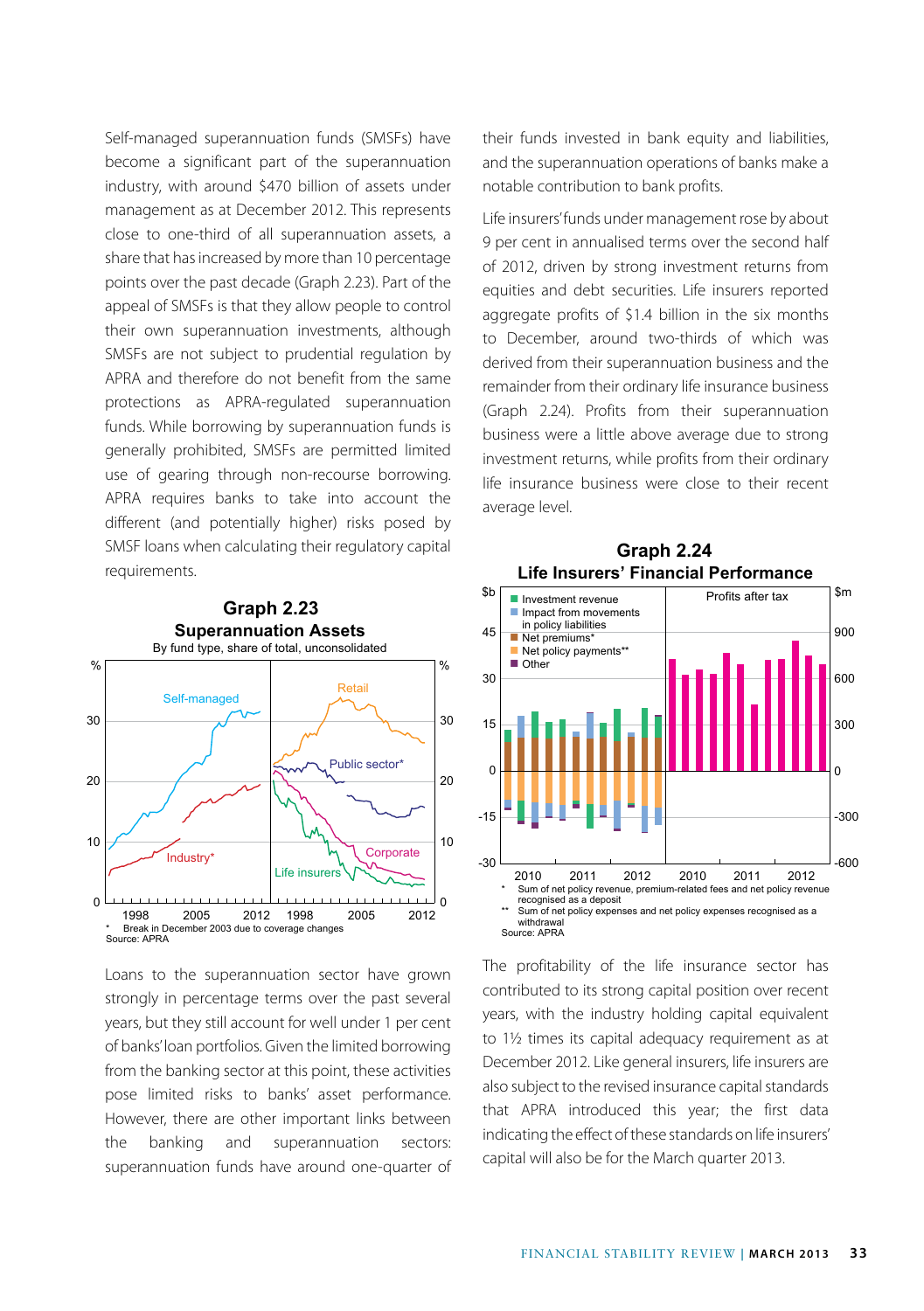Self-managed superannuation funds (SMSFs) have become a significant part of the superannuation industry, with around $470 billion of assets under management as at December 2012. This represents close to one-third of all superannuation assets, a share that has increased by more than 10 percentage points over the past decade (Graph 2.23). Part of the appeal of SMSFs is that they allow people to control their own superannuation investments, although SMSFs are not subject to prudential regulation by APRA and therefore do not benefit from the same protections as APRA-regulated superannuation funds. While borrowing by superannuation funds is generally prohibited, SMSFs are permitted limited use of gearing through non-recourse borrowing. APRA requires banks to take into account the different (and potentially higher) risks posed by SMSF loans when calculating their regulatory capital requirements.

**Graph 2.23**
**Superannuation Assets**
By fund type, share of total, unconsolidated

\* Break in December 2003 due to coverage changes
Source: APRA

Loans to the superannuation sector have grown strongly in percentage terms over the past several years, but they still account for well under 1 per cent of banks' loan portfolios. Given the limited borrowing from the banking sector at this point, these activities pose limited risks to banks' asset performance. However, there are other important links between the banking and superannuation sectors: superannuation funds have around one-quarter of their funds invested in bank equity and liabilities, and the superannuation operations of banks make a notable contribution to bank profits.

Life insurers' funds under management rose by about 9 per cent in annualised terms over the second half of 2012, driven by strong investment returns from equities and debt securities. Life insurers reported aggregate profits of $1.4 billion in the six months to December, around two-thirds of which was derived from their superannuation business and the remainder from their ordinary life insurance business (Graph 2.24). Profits from their superannuation business were a little above average due to strong investment returns, while profits from their ordinary life insurance business were close to their recent average level.

**Graph 2.24**
**Life Insurers' Financial Performance**

\* Sum of net policy revenue, premium-related fees and net policy revenue recognised as a deposit
\*\* Sum of net policy expenses and net policy expenses recognised as a withdrawal
Source: APRA

The profitability of the life insurance sector has contributed to its strong capital position over recent years, with the industry holding capital equivalent to 1½ times its capital adequacy requirement as at December 2012. Like general insurers, life insurers are also subject to the revised insurance capital standards that APRA introduced this year; the first data indicating the effect of these standards on life insurers' capital will also be for the March quarter 2013.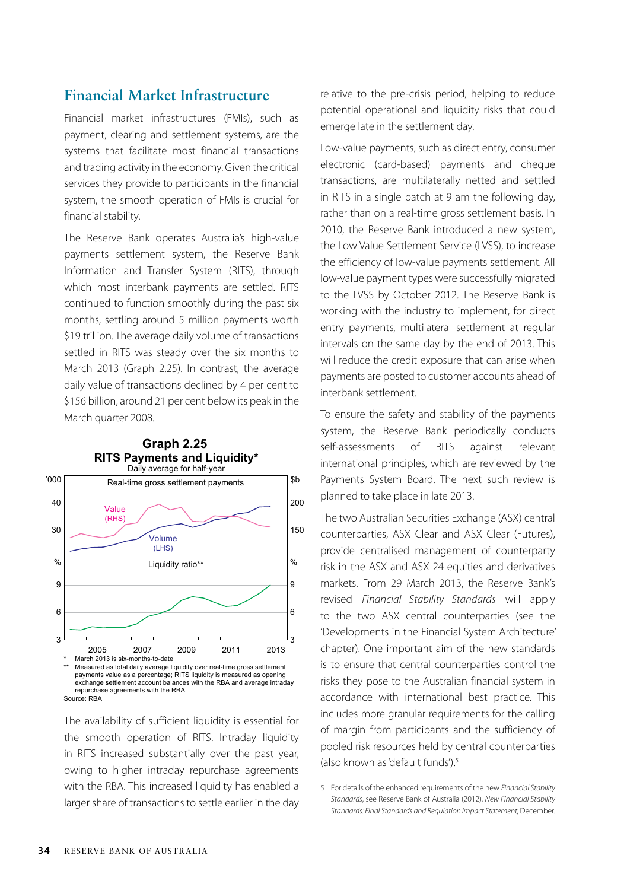## Financial Market Infrastructure

Financial market infrastructures (FMIs), such as payment, clearing and settlement systems, are the systems that facilitate most financial transactions and trading activity in the economy. Given the critical services they provide to participants in the financial system, the smooth operation of FMIs is crucial for financial stability.

The Reserve Bank operates Australia's high-value payments settlement system, the Reserve Bank Information and Transfer System (RITS), through which most interbank payments are settled. RITS continued to function smoothly during the past six months, settling around 5 million payments worth $19 trillion. The average daily volume of transactions settled in RITS was steady over the six months to March 2013 (Graph 2.25). In contrast, the average daily value of transactions declined by 4 per cent to $156 billion, around 21 per cent below its peak in the March quarter 2008.

**Graph 2.25**
**RITS Payments and Liquidity***
Daily average for half-year

\* March 2013 is six-months-to-date
\*\* Measured as total daily average liquidity over real-time gross settlement payments value as a percentage; RITS liquidity is measured as opening exchange settlement account balances with the RBA and average intraday repurchase agreements with the RBA
Source: RBA

The availability of sufficient liquidity is essential for the smooth operation of RITS. Intraday liquidity in RITS increased substantially over the past year, owing to higher intraday repurchase agreements with the RBA. This increased liquidity has enabled a larger share of transactions to settle earlier in the day relative to the pre-crisis period, helping to reduce potential operational and liquidity risks that could emerge late in the settlement day.

Low-value payments, such as direct entry, consumer electronic (card-based) payments and cheque transactions, are multilaterally netted and settled in RITS in a single batch at 9 am the following day, rather than on a real-time gross settlement basis. In 2010, the Reserve Bank introduced a new system, the Low Value Settlement Service (LVSS), to increase the efficiency of low-value payments settlement. All low-value payment types were successfully migrated to the LVSS by October 2012. The Reserve Bank is working with the industry to implement, for direct entry payments, multilateral settlement at regular intervals on the same day by the end of 2013. This will reduce the credit exposure that can arise when payments are posted to customer accounts ahead of interbank settlement.

To ensure the safety and stability of the payments system, the Reserve Bank periodically conducts self-assessments of RITS against relevant international principles, which are reviewed by the Payments System Board. The next such review is planned to take place in late 2013.

The two Australian Securities Exchange (ASX) central counterparties, ASX Clear and ASX Clear (Futures), provide centralised management of counterparty risk in the ASX and ASX 24 equities and derivatives markets. From 29 March 2013, the Reserve Bank's revised *Financial Stability Standards* will apply to the two ASX central counterparties (see the 'Developments in the Financial System Architecture' chapter). One important aim of the new standards is to ensure that central counterparties control the risks they pose to the Australian financial system in accordance with international best practice. This includes more granular requirements for the calling of margin from participants and the sufficiency of pooled risk resources held by central counterparties (also known as 'default funds').[5]

---

5 For details of the enhanced requirements of the new *Financial Stability Standards*, see Reserve Bank of Australia (2012), *New Financial Stability Standards: Final Standards and Regulation Impact Statement*, December.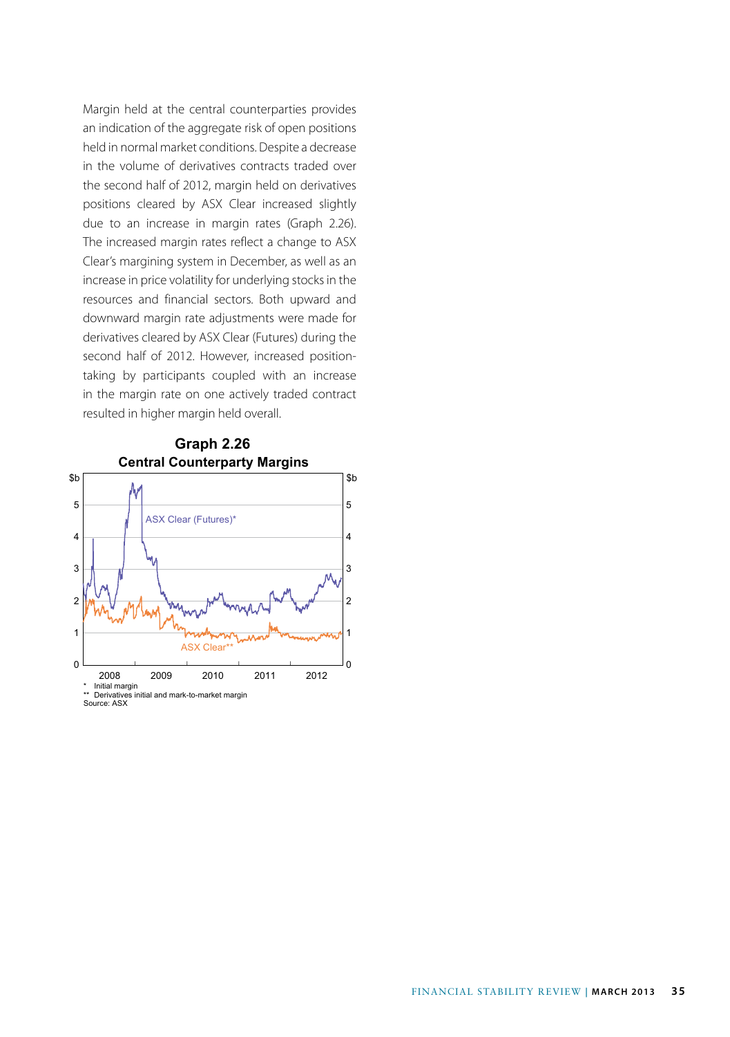Margin held at the central counterparties provides an indication of the aggregate risk of open positions held in normal market conditions. Despite a decrease in the volume of derivatives contracts traded over the second half of 2012, margin held on derivatives positions cleared by ASX Clear increased slightly due to an increase in margin rates (Graph 2.26). The increased margin rates reflect a change to ASX Clear's margining system in December, as well as an increase in price volatility for underlying stocks in the resources and financial sectors. Both upward and downward margin rate adjustments were made for derivatives cleared by ASX Clear (Futures) during the second half of 2012. However, increased position-taking by participants coupled with an increase in the margin rate on one actively traded contract resulted in higher margin held overall.

**Graph 2.26**
**Central Counterparty Margins**

$b
5
4
3
2
1
0

ASX Clear (Futures)*
ASX Clear**

2008
2009
2010
2011
2012

\* Initial margin
\*\* Derivatives initial and mark-to-market margin
Source: ASX